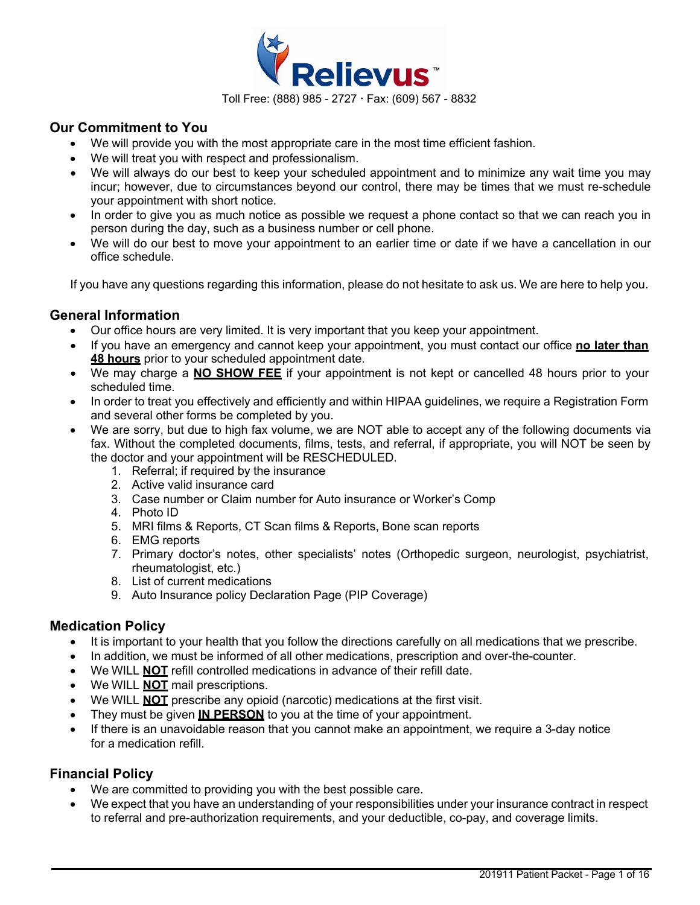# Relievus™

Toll Free: (888) 985 - 2727 · Fax: (609) 567 - 8832

## Our Commitment to You

- We will provide you with the most appropriate care in the most time efficient fashion.
- We will treat you with respect and professionalism.
- We will always do our best to keep your scheduled appointment and to minimize any wait time you may incur; however, due to circumstances beyond our control, there may be times that we must re-schedule your appointment with short notice.
- In order to give you as much notice as possible we request a phone contact so that we can reach you in person during the day, such as a business number or cell phone.
- We will do our best to move your appointment to an earlier time or date if we have a cancellation in our office schedule.

If you have any questions regarding this information, please do not hesitate to ask us. We are here to help you.

## General Information

- Our office hours are very limited. It is very important that you keep your appointment.
- If you have an emergency and cannot keep your appointment, you must contact our office **no later than 48 hours** prior to your scheduled appointment date.
- We may charge a **NO SHOW FEE** if your appointment is not kept or cancelled 48 hours prior to your scheduled time.
- In order to treat you effectively and efficiently and within HIPAA guidelines, we require a Registration Form and several other forms be completed by you.
- We are sorry, but due to high fax volume, we are NOT able to accept any of the following documents via fax. Without the completed documents, films, tests, and referral, if appropriate, you will NOT be seen by the doctor and your appointment will be RESCHEDULED.
  1. Referral; if required by the insurance
  2. Active valid insurance card
  3. Case number or Claim number for Auto insurance or Worker's Comp
  4. Photo ID
  5. MRI films & Reports, CT Scan films & Reports, Bone scan reports
  6. EMG reports
  7. Primary doctor's notes, other specialists' notes (Orthopedic surgeon, neurologist, psychiatrist, rheumatologist, etc.)
  8. List of current medications
  9. Auto Insurance policy Declaration Page (PIP Coverage)

## Medication Policy

- It is important to your health that you follow the directions carefully on all medications that we prescribe.
- In addition, we must be informed of all other medications, prescription and over-the-counter.
- We WILL **NOT** refill controlled medications in advance of their refill date.
- We WILL **NOT** mail prescriptions.
- We WILL **NOT** prescribe any opioid (narcotic) medications at the first visit.
- They must be given **IN PERSON** to you at the time of your appointment.
- If there is an unavoidable reason that you cannot make an appointment, we require a 3-day notice for a medication refill.

## Financial Policy

- We are committed to providing you with the best possible care.
- We expect that you have an understanding of your responsibilities under your insurance contract in respect to referral and pre-authorization requirements, and your deductible, co-pay, and coverage limits.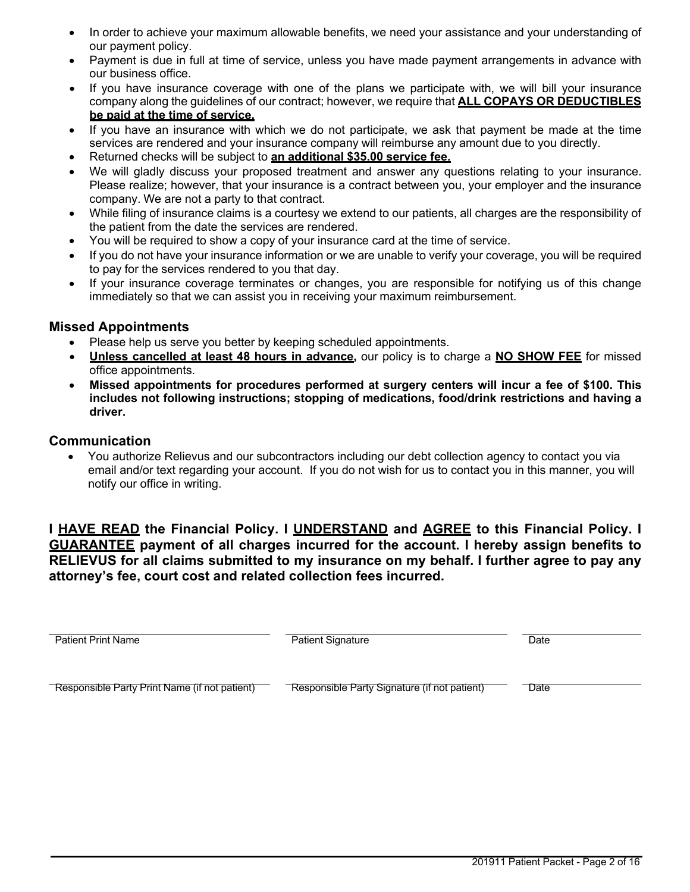- In order to achieve your maximum allowable benefits, we need your assistance and your understanding of our payment policy.
- Payment is due in full at time of service, unless you have made payment arrangements in advance with our business office.
- If you have insurance coverage with one of the plans we participate with, we will bill your insurance company along the guidelines of our contract; however, we require that **ALL COPAYS OR DEDUCTIBLES be paid at the time of service.**
- If you have an insurance with which we do not participate, we ask that payment be made at the time services are rendered and your insurance company will reimburse any amount due to you directly.
- Returned checks will be subject to **an additional $35.00 service fee.**
- We will gladly discuss your proposed treatment and answer any questions relating to your insurance. Please realize; however, that your insurance is a contract between you, your employer and the insurance company. We are not a party to that contract.
- While filing of insurance claims is a courtesy we extend to our patients, all charges are the responsibility of the patient from the date the services are rendered.
- You will be required to show a copy of your insurance card at the time of service.
- If you do not have your insurance information or we are unable to verify your coverage, you will be required to pay for the services rendered to you that day.
- If your insurance coverage terminates or changes, you are responsible for notifying us of this change immediately so that we can assist you in receiving your maximum reimbursement.

### Missed Appointments

- Please help us serve you better by keeping scheduled appointments.
- **Unless cancelled at least 48 hours in advance,** our policy is to charge a **NO SHOW FEE** for missed office appointments.
- **Missed appointments for procedures performed at surgery centers will incur a fee of $100. This includes not following instructions; stopping of medications, food/drink restrictions and having a driver.**

### Communication

- You authorize Relievus and our subcontractors including our debt collection agency to contact you via email and/or text regarding your account. If you do not wish for us to contact you in this manner, you will notify our office in writing.

**I HAVE READ the Financial Policy. I UNDERSTAND and AGREE to this Financial Policy. I GUARANTEE payment of all charges incurred for the account. I hereby assign benefits to RELIEVUS for all claims submitted to my insurance on my behalf. I further agree to pay any attorney's fee, court cost and related collection fees incurred.**

______________________________ Patient Print Name

______________________________ Patient Signature

______________ Date

______________________________ Responsible Party Print Name (if not patient)

______________________________ Responsible Party Signature (if not patient)

______________ Date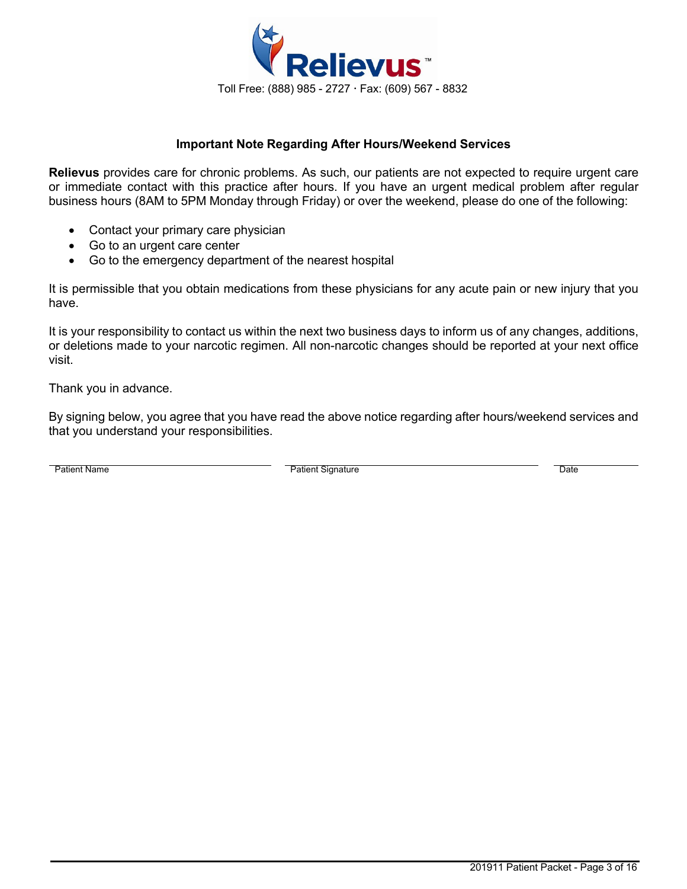**Relievus**™

Toll Free: (888) 985 - 2727 · Fax: (609) 567 - 8832

## Important Note Regarding After Hours/Weekend Services

**Relievus** provides care for chronic problems. As such, our patients are not expected to require urgent care or immediate contact with this practice after hours. If you have an urgent medical problem after regular business hours (8AM to 5PM Monday through Friday) or over the weekend, please do one of the following:

- Contact your primary care physician
- Go to an urgent care center
- Go to the emergency department of the nearest hospital

It is permissible that you obtain medications from these physicians for any acute pain or new injury that you have.

It is your responsibility to contact us within the next two business days to inform us of any changes, additions, or deletions made to your narcotic regimen. All non-narcotic changes should be reported at your next office visit.

Thank you in advance.

By signing below, you agree that you have read the above notice regarding after hours/weekend services and that you understand your responsibilities.

| Patient Name | Patient Signature | Date |
|---|---|---|
| | | |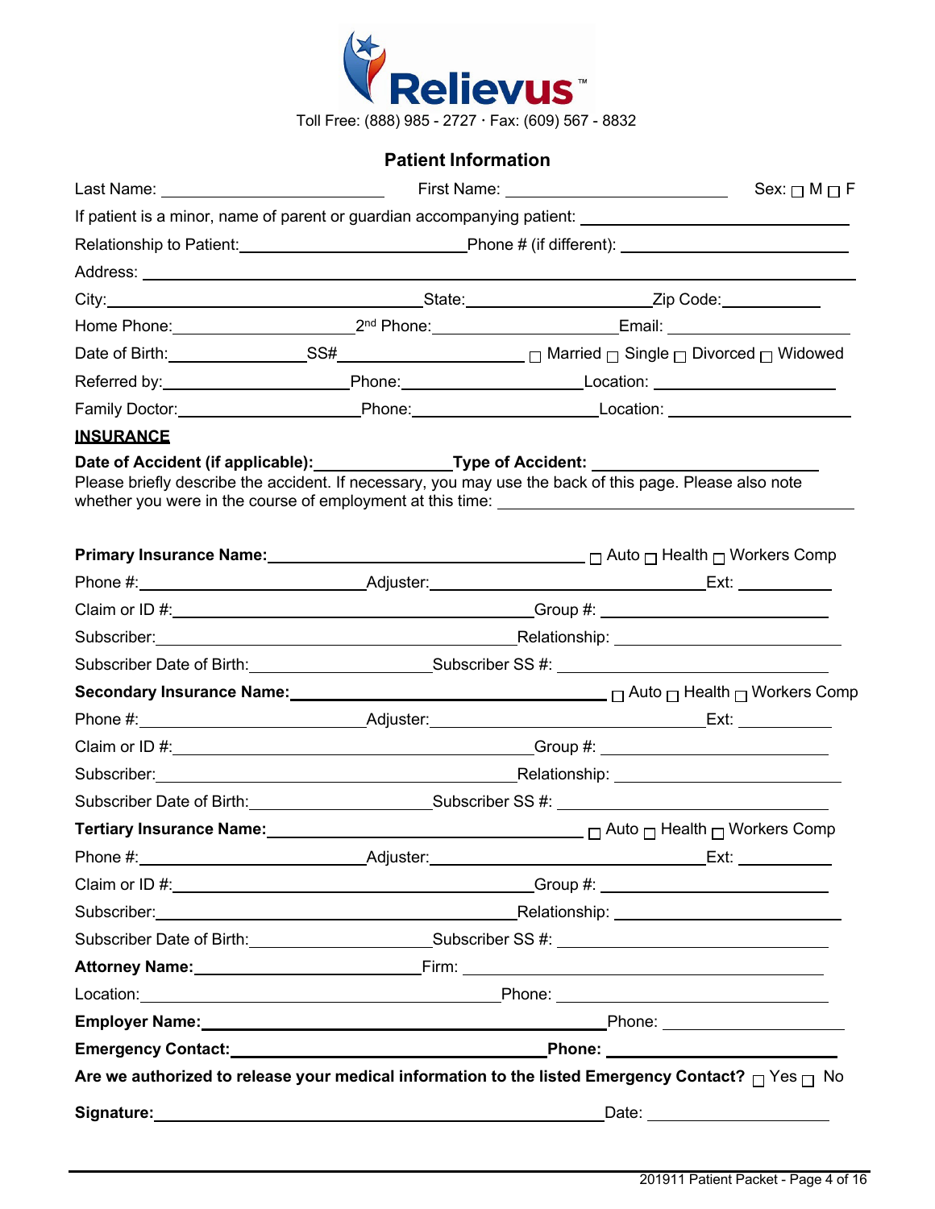Relievus™

Toll Free: (888) 985 - 2727 · Fax: (609) 567 - 8832

## Patient Information

Last Name: ______________________ First Name: ______________________ Sex: ☐ M ☐ F

If patient is a minor, name of parent or guardian accompanying patient: ______________________

Relationship to Patient: ______________________ Phone # (if different): ______________________

Address: ______________________________________________

City: ______________________ State: ______________________ Zip Code: __________

Home Phone: ______________________ 2nd Phone: ______________________ Email: ______________________

Date of Birth: ______________ SS# ______________________ ☐ Married ☐ Single ☐ Divorced ☐ Widowed

Referred by: ______________________ Phone: ______________________ Location: ______________________

Family Doctor: ______________________ Phone: ______________________ Location: ______________________

**INSURANCE**

**Date of Accident (if applicable): ______________ Type of Accident: ______________________**

Please briefly describe the accident. If necessary, you may use the back of this page. Please also note whether you were in the course of employment at this time: ______________________

**Primary Insurance Name: ______________________** ☐ Auto ☐ Health ☐ Workers Comp

Phone #: ______________________ Adjuster: ______________________ Ext: __________

Claim or ID #: ______________________ Group #: ______________________

Subscriber: ______________________ Relationship: ______________________

Subscriber Date of Birth: ______________________ Subscriber SS #: ______________________

**Secondary Insurance Name: ______________________** ☐ Auto ☐ Health ☐ Workers Comp

Phone #: ______________________ Adjuster: ______________________ Ext: __________

Claim or ID #: ______________________ Group #: ______________________

Subscriber: ______________________ Relationship: ______________________

Subscriber Date of Birth: ______________________ Subscriber SS #: ______________________

**Tertiary Insurance Name: ______________________** ☐ Auto ☐ Health ☐ Workers Comp

Phone #: ______________________ Adjuster: ______________________ Ext: __________

Claim or ID #: ______________________ Group #: ______________________

Subscriber: ______________________ Relationship: ______________________

Subscriber Date of Birth: ______________________ Subscriber SS #: ______________________

**Attorney Name: ______________________** Firm: ______________________

Location: ______________________ Phone: ______________________

**Employer Name: ______________________** Phone: ______________________

**Emergency Contact: ______________________ Phone: ______________________**

**Are we authorized to release your medical information to the listed Emergency Contact?** ☐ Yes ☐ No

**Signature: ______________________** Date: ______________________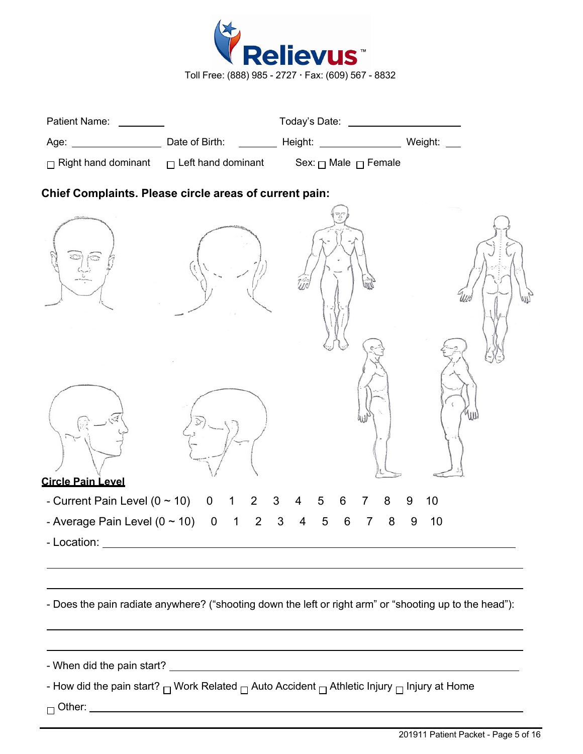Relievus™

Toll Free: (888) 985 - 2727 · Fax: (609) 567 - 8832

Patient Name: ________ Today's Date: ____________________

Age: ________________ Date of Birth: ________ Height: ______________ Weight: ___

☐ Right hand dominant ☐ Left hand dominant Sex: ☐ Male ☐ Female

**Chief Complaints. Please circle areas of current pain:**

**Circle Pain Level**

- Current Pain Level (0 ~ 10) 0 1 2 3 4 5 6 7 8 9 10
- Average Pain Level (0 ~ 10) 0 1 2 3 4 5 6 7 8 9 10
- Location: ________________________________________________

________________________________________________________________

________________________________________________________________

- Does the pain radiate anywhere? ("shooting down the left or right arm" or "shooting up to the head"):

________________________________________________________________

________________________________________________________________

- When did the pain start? ________________________________________
- How did the pain start? ☐ Work Related ☐ Auto Accident ☐ Athletic Injury ☐ Injury at Home

☐ Other: ________________________________________________________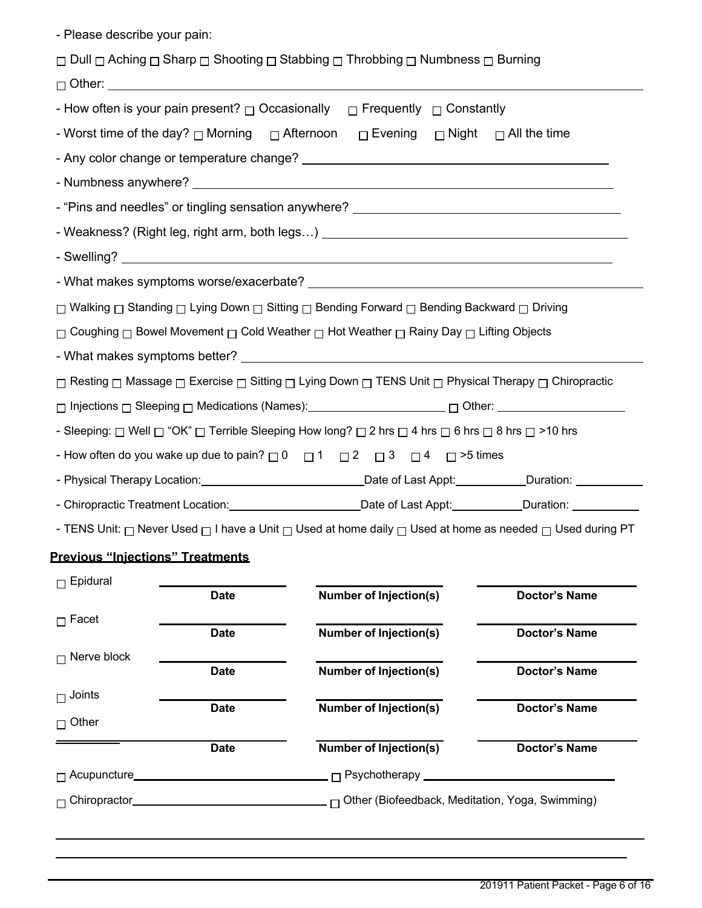- Please describe your pain:

☐ Dull ☐ Aching ☐ Sharp ☐ Shooting ☐ Stabbing ☐ Throbbing ☐ Numbness ☐ Burning

☐ Other: ______________________________

- How often is your pain present? ☐ Occasionally ☐ Frequently ☐ Constantly
- Worst time of the day? ☐ Morning ☐ Afternoon ☐ Evening ☐ Night ☐ All the time
- Any color change or temperature change? ______________________________
- Numbness anywhere? ______________________________
- "Pins and needles" or tingling sensation anywhere? ______________________________
- Weakness? (Right leg, right arm, both legs…) ______________________________
- Swelling? ______________________________
- What makes symptoms worse/exacerbate? ______________________________

☐ Walking ☐ Standing ☐ Lying Down ☐ Sitting ☐ Bending Forward ☐ Bending Backward ☐ Driving

☐ Coughing ☐ Bowel Movement ☐ Cold Weather ☐ Hot Weather ☐ Rainy Day ☐ Lifting Objects

- What makes symptoms better? ______________________________

☐ Resting ☐ Massage ☐ Exercise ☐ Sitting ☐ Lying Down ☐ TENS Unit ☐ Physical Therapy ☐ Chiropractic

☐ Injections ☐ Sleeping ☐ Medications (Names): ______________ ☐ Other: ______________

- Sleeping: ☐ Well ☐ "OK" ☐ Terrible Sleeping How long? ☐ 2 hrs ☐ 4 hrs ☐ 6 hrs ☐ 8 hrs ☐ >10 hrs
- How often do you wake up due to pain? ☐ 0 ☐ 1 ☐ 2 ☐ 3 ☐ 4 ☐ >5 times
- Physical Therapy Location: ______________ Date of Last Appt: __________ Duration: __________
- Chiropractic Treatment Location: ______________ Date of Last Appt: __________ Duration: __________
- TENS Unit: ☐ Never Used ☐ I have a Unit ☐ Used at home daily ☐ Used at home as needed ☐ Used during PT

**Previous "Injections" Treatments**

| | Date | Number of Injection(s) | Doctor's Name |
|---|---|---|---|
| ☐ Epidural | | | |
| ☐ Facet | | | |
| ☐ Nerve block | | | |
| ☐ Joints | | | |
| ☐ Other ________ | | | |

☐ Acupuncture ______________________________ ☐ Psychotherapy ______________________________

☐ Chiropractor ______________________________ ☐ Other (Biofeedback, Meditation, Yoga, Swimming)

______________________________

______________________________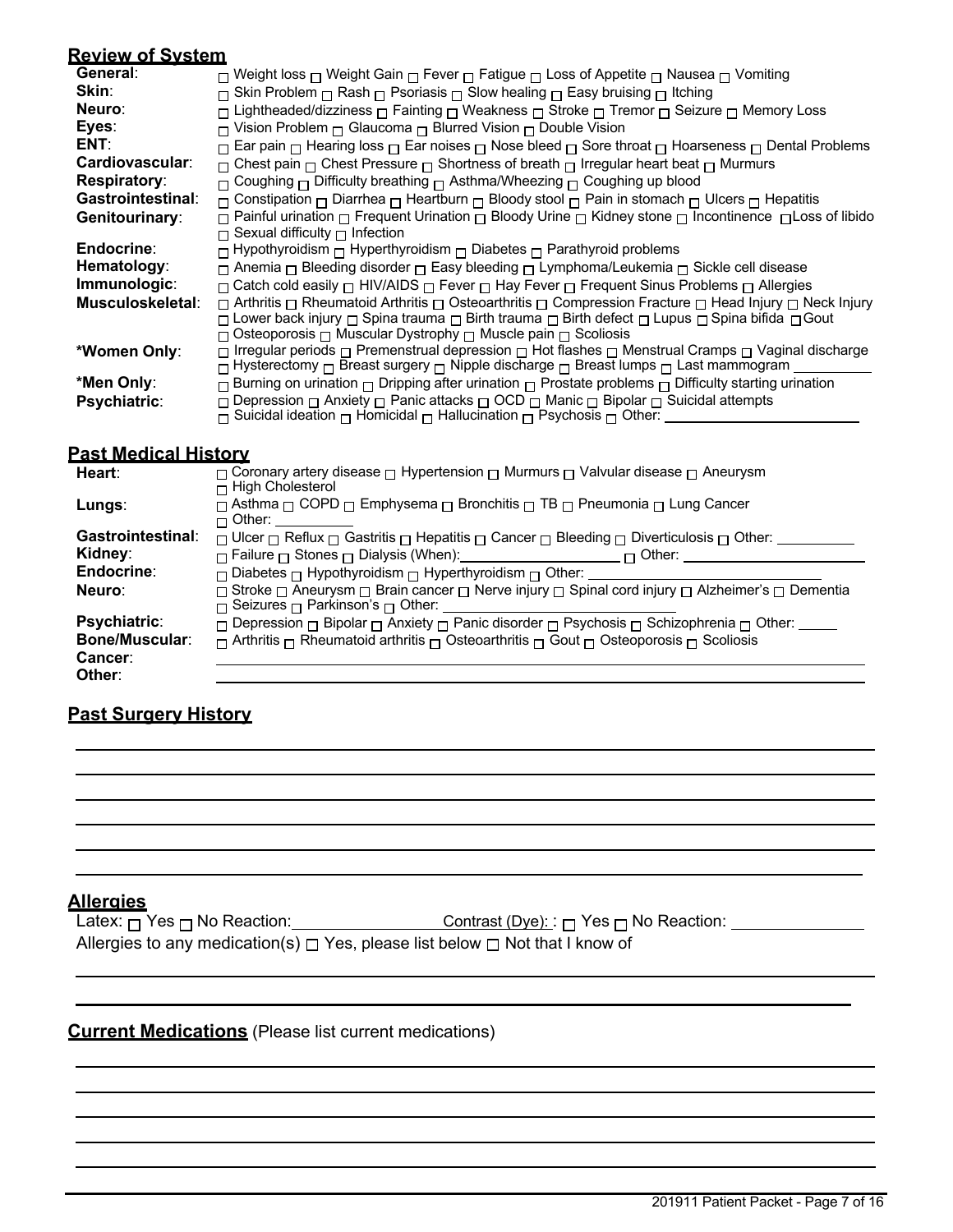## Review of System

**General**: ☐ Weight loss ☐ Weight Gain ☐ Fever ☐ Fatigue ☐ Loss of Appetite ☐ Nausea ☐ Vomiting

**Skin**: ☐ Skin Problem ☐ Rash ☐ Psoriasis ☐ Slow healing ☐ Easy bruising ☐ Itching

**Neuro**: ☐ Lightheaded/dizziness ☐ Fainting ☐ Weakness ☐ Stroke ☐ Tremor ☐ Seizure ☐ Memory Loss

**Eyes**: ☐ Vision Problem ☐ Glaucoma ☐ Blurred Vision ☐ Double Vision

**ENT**: ☐ Ear pain ☐ Hearing loss ☐ Ear noises ☐ Nose bleed ☐ Sore throat ☐ Hoarseness ☐ Dental Problems

**Cardiovascular**: ☐ Chest pain ☐ Chest Pressure ☐ Shortness of breath ☐ Irregular heart beat ☐ Murmurs

**Respiratory**: ☐ Coughing ☐ Difficulty breathing ☐ Asthma/Wheezing ☐ Coughing up blood

**Gastrointestinal**: ☐ Constipation ☐ Diarrhea ☐ Heartburn ☐ Bloody stool ☐ Pain in stomach ☐ Ulcers ☐ Hepatitis

**Genitourinary**: ☐ Painful urination ☐ Frequent Urination ☐ Bloody Urine ☐ Kidney stone ☐ Incontinence ☐ Loss of libido ☐ Sexual difficulty ☐ Infection

**Endocrine**: ☐ Hypothyroidism ☐ Hyperthyroidism ☐ Diabetes ☐ Parathyroid problems

**Hematology**: ☐ Anemia ☐ Bleeding disorder ☐ Easy bleeding ☐ Lymphoma/Leukemia ☐ Sickle cell disease

**Immunologic**: ☐ Catch cold easily ☐ HIV/AIDS ☐ Fever ☐ Hay Fever ☐ Frequent Sinus Problems ☐ Allergies

**Musculoskeletal**: ☐ Arthritis ☐ Rheumatoid Arthritis ☐ Osteoarthritis ☐ Compression Fracture ☐ Head Injury ☐ Neck Injury ☐ Lower back injury ☐ Spina trauma ☐ Birth trauma ☐ Birth defect ☐ Lupus ☐ Spina bifida ☐ Gout ☐ Osteoporosis ☐ Muscular Dystrophy ☐ Muscle pain ☐ Scoliosis

**\*Women Only**: ☐ Irregular periods ☐ Premenstrual depression ☐ Hot flashes ☐ Menstrual Cramps ☐ Vaginal discharge ☐ Hysterectomy ☐ Breast surgery ☐ Nipple discharge ☐ Breast lumps ☐ Last mammogram __________

**\*Men Only**: ☐ Burning on urination ☐ Dripping after urination ☐ Prostate problems ☐ Difficulty starting urination

**Psychiatric**: ☐ Depression ☐ Anxiety ☐ Panic attacks ☐ OCD ☐ Manic ☐ Bipolar ☐ Suicidal attempts ☐ Suicidal ideation ☐ Homicidal ☐ Hallucination ☐ Psychosis ☐ Other: ______________________

## Past Medical History

**Heart**: ☐ Coronary artery disease ☐ Hypertension ☐ Murmurs ☐ Valvular disease ☐ Aneurysm ☐ High Cholesterol

**Lungs**: ☐ Asthma ☐ COPD ☐ Emphysema ☐ Bronchitis ☐ TB ☐ Pneumonia ☐ Lung Cancer ☐ Other: __________

**Gastrointestinal**: ☐ Ulcer ☐ Reflux ☐ Gastritis ☐ Hepatitis ☐ Cancer ☐ Bleeding ☐ Diverticulosis ☐ Other: __________

**Kidney**: ☐ Failure ☐ Stones ☐ Dialysis (When): ____________________ ☐ Other: ______________________

**Endocrine**: ☐ Diabetes ☐ Hypothyroidism ☐ Hyperthyroidism ☐ Other: ______________________

**Neuro**: ☐ Stroke ☐ Aneurysm ☐ Brain cancer ☐ Nerve injury ☐ Spinal cord injury ☐ Alzheimer's ☐ Dementia ☐ Seizures ☐ Parkinson's ☐ Other: ______________________

**Psychiatric**: ☐ Depression ☐ Bipolar ☐ Anxiety ☐ Panic disorder ☐ Psychosis ☐ Schizophrenia ☐ Other: _____

**Bone/Muscular**: ☐ Arthritis ☐ Rheumatoid arthritis ☐ Osteoarthritis ☐ Gout ☐ Osteoporosis ☐ Scoliosis

**Cancer**: ______________________________________________

**Other**: ______________________________________________

## Past Surgery History

______________________________________________

______________________________________________

______________________________________________

______________________________________________

______________________________________________

______________________________________________

## Allergies

Latex: ☐ Yes ☐ No Reaction: ________________ Contrast (Dye): : ☐ Yes ☐ No Reaction: ______________

Allergies to any medication(s) ☐ Yes, please list below ☐ Not that I know of

______________________________________________

______________________________________________

## Current Medications (Please list current medications)

______________________________________________

______________________________________________

______________________________________________

______________________________________________

______________________________________________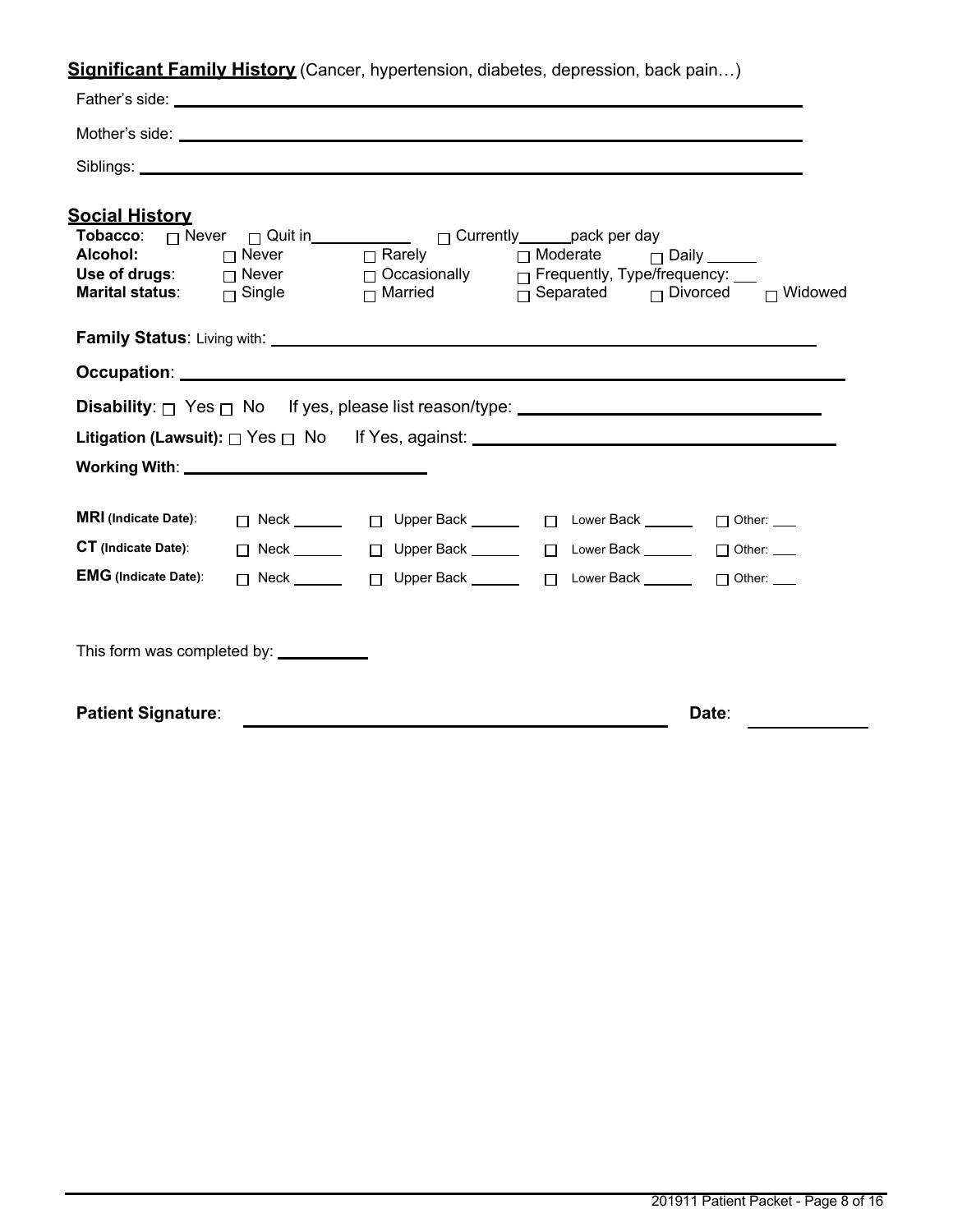**Significant Family History** (Cancer, hypertension, diabetes, depression, back pain…)

Father's side: ______________________________________________________________

Mother's side: ______________________________________________________________

Siblings: ______________________________________________________________

**Social History**

**Tobacco**: ☐ Never ☐ Quit in__________ ☐ Currently______pack per day

**Alcohol:** ☐ Never ☐ Rarely ☐ Moderate ☐ Daily ______

**Use of drugs**: ☐ Never ☐ Occasionally ☐ Frequently, Type/frequency: ___

**Marital status**: ☐ Single ☐ Married ☐ Separated ☐ Divorced ☐ Widowed

**Family Status**: Living with: ______________________________________________________________

**Occupation**: ______________________________________________________________

**Disability**: ☐ Yes ☐ No If yes, please list reason/type: ______________________________

**Litigation (Lawsuit):** ☐ Yes ☐ No If Yes, against: ______________________________

**Working With**: ______________________________

| | | | | |
|---|---|---|---|---|
| **MRI (Indicate Date)**: | ☐ Neck ______ | ☐ Upper Back ______ | ☐ Lower Back ______ | ☐ Other: ___ |
| **CT (Indicate Date)**: | ☐ Neck ______ | ☐ Upper Back ______ | ☐ Lower Back ______ | ☐ Other: ___ |
| **EMG (Indicate Date)**: | ☐ Neck ______ | ☐ Upper Back ______ | ☐ Lower Back ______ | ☐ Other: ___ |

This form was completed by: __________

**Patient Signature**: ______________________________ **Date**: __________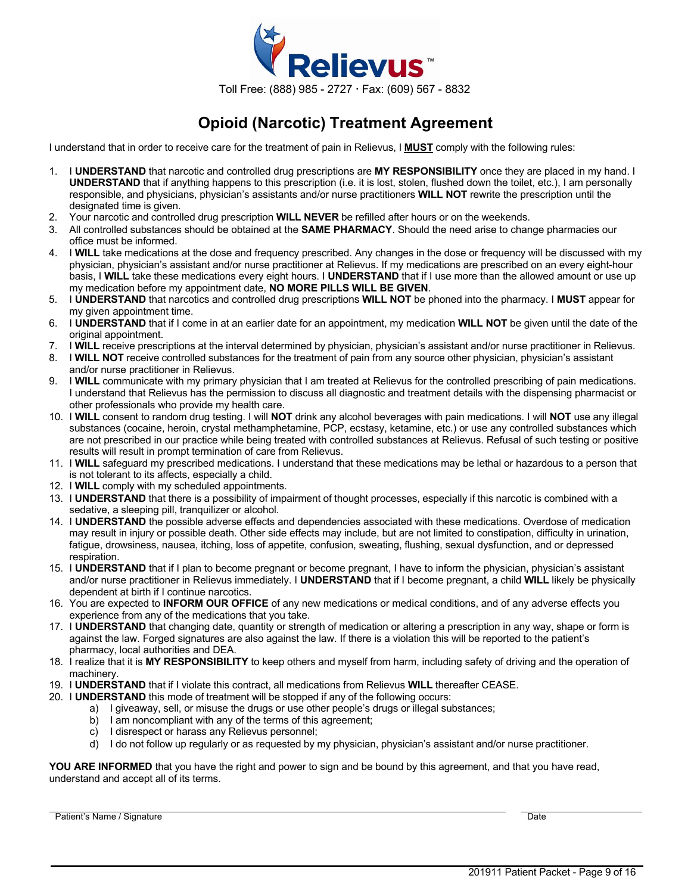Relievus™

Toll Free: (888) 985 - 2727 · Fax: (609) 567 - 8832

# Opioid (Narcotic) Treatment Agreement

I understand that in order to receive care for the treatment of pain in Relievus, I **MUST** comply with the following rules:

1. I **UNDERSTAND** that narcotic and controlled drug prescriptions are **MY RESPONSIBILITY** once they are placed in my hand. I **UNDERSTAND** that if anything happens to this prescription (i.e. it is lost, stolen, flushed down the toilet, etc.), I am personally responsible, and physicians, physician's assistants and/or nurse practitioners **WILL NOT** rewrite the prescription until the designated time is given.
2. Your narcotic and controlled drug prescription **WILL NEVER** be refilled after hours or on the weekends.
3. All controlled substances should be obtained at the **SAME PHARMACY**. Should the need arise to change pharmacies our office must be informed.
4. I **WILL** take medications at the dose and frequency prescribed. Any changes in the dose or frequency will be discussed with my physician, physician's assistant and/or nurse practitioner at Relievus. If my medications are prescribed on an every eight-hour basis, I **WILL** take these medications every eight hours. I **UNDERSTAND** that if I use more than the allowed amount or use up my medication before my appointment date, **NO MORE PILLS WILL BE GIVEN**.
5. I **UNDERSTAND** that narcotics and controlled drug prescriptions **WILL NOT** be phoned into the pharmacy. I **MUST** appear for my given appointment time.
6. I **UNDERSTAND** that if I come in at an earlier date for an appointment, my medication **WILL NOT** be given until the date of the original appointment.
7. I **WILL** receive prescriptions at the interval determined by physician, physician's assistant and/or nurse practitioner in Relievus.
8. I **WILL NOT** receive controlled substances for the treatment of pain from any source other physician, physician's assistant and/or nurse practitioner in Relievus.
9. I **WILL** communicate with my primary physician that I am treated at Relievus for the controlled prescribing of pain medications. I understand that Relievus has the permission to discuss all diagnostic and treatment details with the dispensing pharmacist or other professionals who provide my health care.
10. I **WILL** consent to random drug testing. I will **NOT** drink any alcohol beverages with pain medications. I will **NOT** use any illegal substances (cocaine, heroin, crystal methamphetamine, PCP, ecstasy, ketamine, etc.) or use any controlled substances which are not prescribed in our practice while being treated with controlled substances at Relievus. Refusal of such testing or positive results will result in prompt termination of care from Relievus.
11. I **WILL** safeguard my prescribed medications. I understand that these medications may be lethal or hazardous to a person that is not tolerant to its affects, especially a child.
12. I **WILL** comply with my scheduled appointments.
13. I **UNDERSTAND** that there is a possibility of impairment of thought processes, especially if this narcotic is combined with a sedative, a sleeping pill, tranquilizer or alcohol.
14. I **UNDERSTAND** the possible adverse effects and dependencies associated with these medications. Overdose of medication may result in injury or possible death. Other side effects may include, but are not limited to constipation, difficulty in urination, fatigue, drowsiness, nausea, itching, loss of appetite, confusion, sweating, flushing, sexual dysfunction, and or depressed respiration.
15. I **UNDERSTAND** that if I plan to become pregnant or become pregnant, I have to inform the physician, physician's assistant and/or nurse practitioner in Relievus immediately. I **UNDERSTAND** that if I become pregnant, a child **WILL** likely be physically dependent at birth if I continue narcotics.
16. You are expected to **INFORM OUR OFFICE** of any new medications or medical conditions, and of any adverse effects you experience from any of the medications that you take.
17. I **UNDERSTAND** that changing date, quantity or strength of medication or altering a prescription in any way, shape or form is against the law. Forged signatures are also against the law. If there is a violation this will be reported to the patient's pharmacy, local authorities and DEA.
18. I realize that it is **MY RESPONSIBILITY** to keep others and myself from harm, including safety of driving and the operation of machinery.
19. I **UNDERSTAND** that if I violate this contract, all medications from Relievus **WILL** thereafter CEASE.
20. I **UNDERSTAND** this mode of treatment will be stopped if any of the following occurs:
    a) I giveaway, sell, or misuse the drugs or use other people's drugs or illegal substances;
    b) I am noncompliant with any of the terms of this agreement;
    c) I disrespect or harass any Relievus personnel;
    d) I do not follow up regularly or as requested by my physician, physician's assistant and/or nurse practitioner.

**YOU ARE INFORMED** that you have the right and power to sign and be bound by this agreement, and that you have read, understand and accept all of its terms.

Patient's Name / Signature ______________________ Date ______________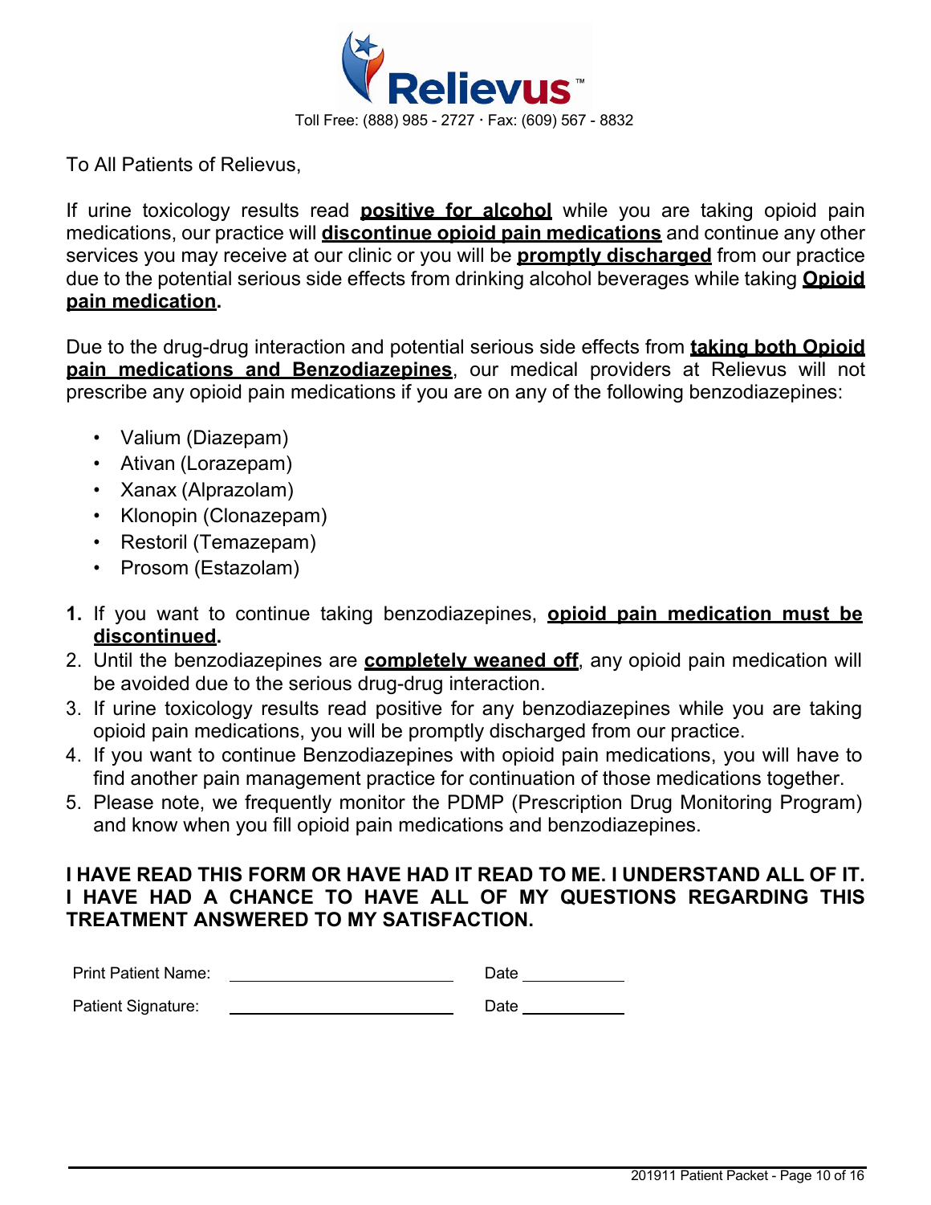Relievus™

Toll Free: (888) 985 - 2727 · Fax: (609) 567 - 8832

To All Patients of Relievus,

If urine toxicology results read **positive for alcohol** while you are taking opioid pain medications, our practice will **discontinue opioid pain medications** and continue any other services you may receive at our clinic or you will be **promptly discharged** from our practice due to the potential serious side effects from drinking alcohol beverages while taking **Opioid pain medication.**

Due to the drug-drug interaction and potential serious side effects from **taking both Opioid pain medications and Benzodiazepines**, our medical providers at Relievus will not prescribe any opioid pain medications if you are on any of the following benzodiazepines:

- Valium (Diazepam)
- Ativan (Lorazepam)
- Xanax (Alprazolam)
- Klonopin (Clonazepam)
- Restoril (Temazepam)
- Prosom (Estazolam)

1. If you want to continue taking benzodiazepines, **opioid pain medication must be discontinued.**
2. Until the benzodiazepines are **completely weaned off**, any opioid pain medication will be avoided due to the serious drug-drug interaction.
3. If urine toxicology results read positive for any benzodiazepines while you are taking opioid pain medications, you will be promptly discharged from our practice.
4. If you want to continue Benzodiazepines with opioid pain medications, you will have to find another pain management practice for continuation of those medications together.
5. Please note, we frequently monitor the PDMP (Prescription Drug Monitoring Program) and know when you fill opioid pain medications and benzodiazepines.

**I HAVE READ THIS FORM OR HAVE HAD IT READ TO ME. I UNDERSTAND ALL OF IT. I HAVE HAD A CHANCE TO HAVE ALL OF MY QUESTIONS REGARDING THIS TREATMENT ANSWERED TO MY SATISFACTION.**

Print Patient Name: ______________________ Date ___________

Patient Signature: ______________________ Date ___________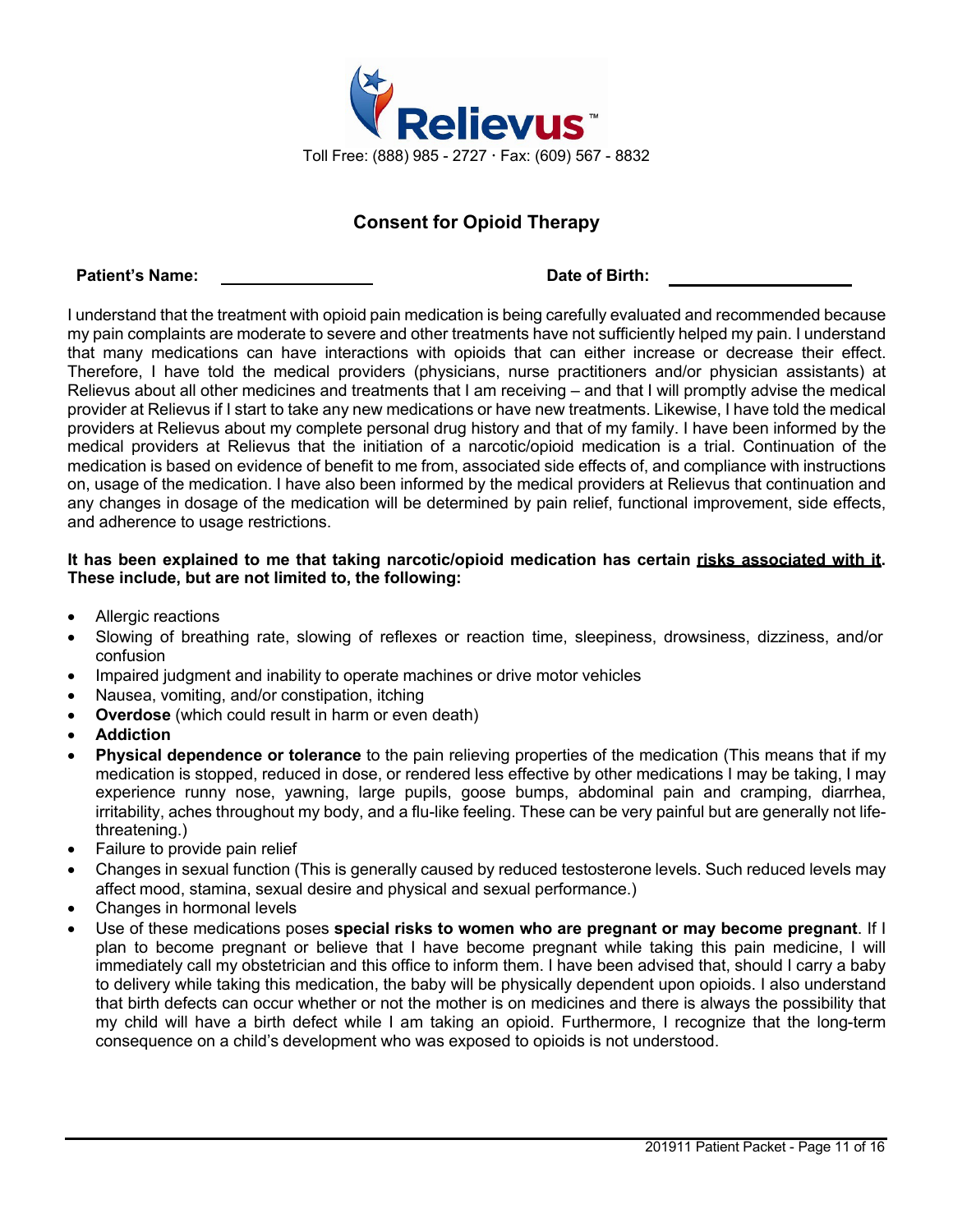Relievus™

Toll Free: (888) 985 - 2727 · Fax: (609) 567 - 8832

## Consent for Opioid Therapy

**Patient's Name:** \_\_\_\_\_\_\_\_\_\_\_\_\_\_\_\_ **Date of Birth:** \_\_\_\_\_\_\_\_\_\_\_\_\_\_\_\_

I understand that the treatment with opioid pain medication is being carefully evaluated and recommended because my pain complaints are moderate to severe and other treatments have not sufficiently helped my pain. I understand that many medications can have interactions with opioids that can either increase or decrease their effect. Therefore, I have told the medical providers (physicians, nurse practitioners and/or physician assistants) at Relievus about all other medicines and treatments that I am receiving – and that I will promptly advise the medical provider at Relievus if I start to take any new medications or have new treatments. Likewise, I have told the medical providers at Relievus about my complete personal drug history and that of my family. I have been informed by the medical providers at Relievus that the initiation of a narcotic/opioid medication is a trial. Continuation of the medication is based on evidence of benefit to me from, associated side effects of, and compliance with instructions on, usage of the medication. I have also been informed by the medical providers at Relievus that continuation and any changes in dosage of the medication will be determined by pain relief, functional improvement, side effects, and adherence to usage restrictions.

**It has been explained to me that taking narcotic/opioid medication has certain <u>risks associated with it</u>. These include, but are not limited to, the following:**

- Allergic reactions
- Slowing of breathing rate, slowing of reflexes or reaction time, sleepiness, drowsiness, dizziness, and/or confusion
- Impaired judgment and inability to operate machines or drive motor vehicles
- Nausea, vomiting, and/or constipation, itching
- **Overdose** (which could result in harm or even death)
- **Addiction**
- **Physical dependence or tolerance** to the pain relieving properties of the medication (This means that if my medication is stopped, reduced in dose, or rendered less effective by other medications I may be taking, I may experience runny nose, yawning, large pupils, goose bumps, abdominal pain and cramping, diarrhea, irritability, aches throughout my body, and a flu-like feeling. These can be very painful but are generally not life-threatening.)
- Failure to provide pain relief
- Changes in sexual function (This is generally caused by reduced testosterone levels. Such reduced levels may affect mood, stamina, sexual desire and physical and sexual performance.)
- Changes in hormonal levels
- Use of these medications poses **special risks to women who are pregnant or may become pregnant**. If I plan to become pregnant or believe that I have become pregnant while taking this pain medicine, I will immediately call my obstetrician and this office to inform them. I have been advised that, should I carry a baby to delivery while taking this medication, the baby will be physically dependent upon opioids. I also understand that birth defects can occur whether or not the mother is on medicines and there is always the possibility that my child will have a birth defect while I am taking an opioid. Furthermore, I recognize that the long-term consequence on a child's development who was exposed to opioids is not understood.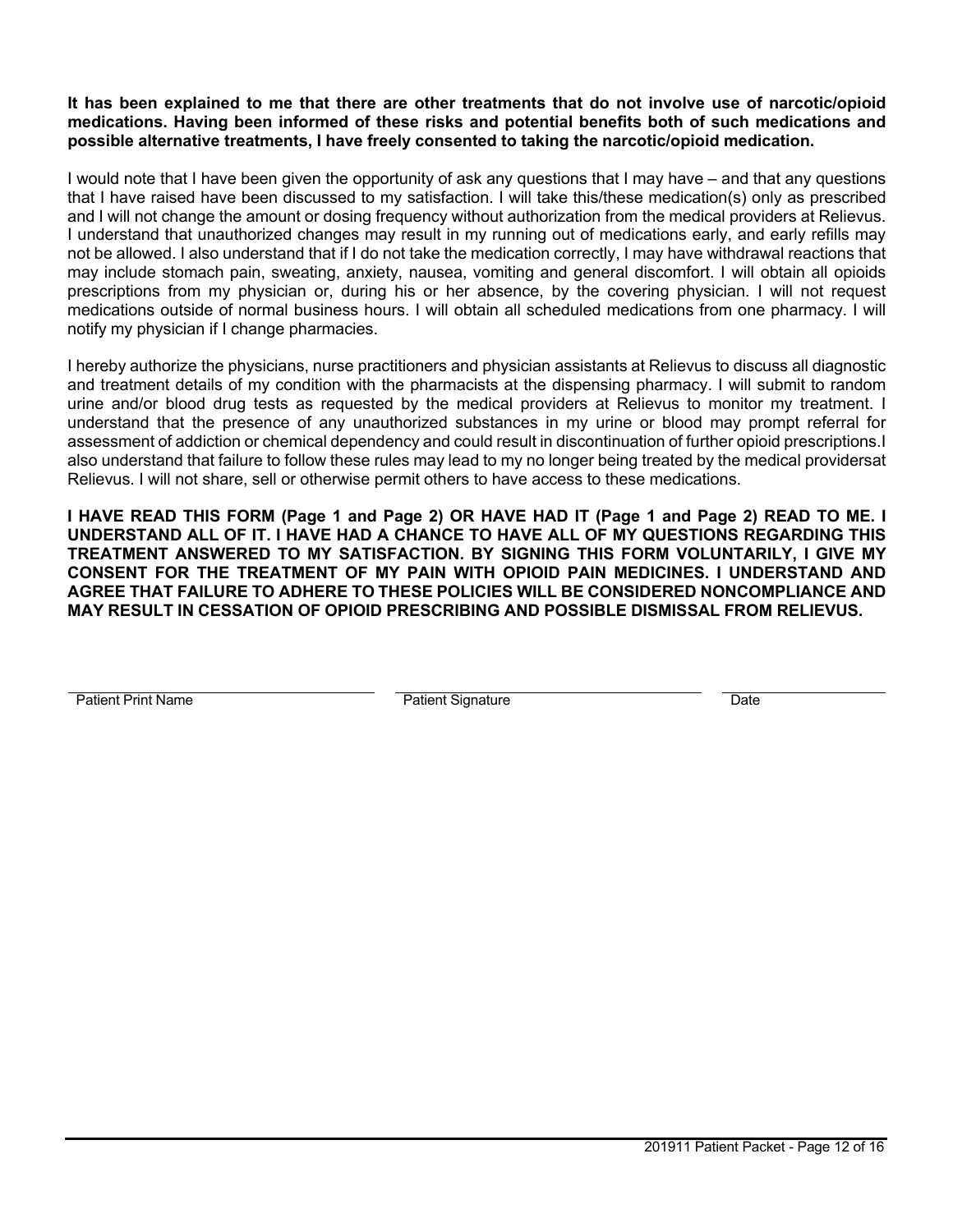**It has been explained to me that there are other treatments that do not involve use of narcotic/opioid medications. Having been informed of these risks and potential benefits both of such medications and possible alternative treatments, I have freely consented to taking the narcotic/opioid medication.**

I would note that I have been given the opportunity of ask any questions that I may have – and that any questions that I have raised have been discussed to my satisfaction. I will take this/these medication(s) only as prescribed and I will not change the amount or dosing frequency without authorization from the medical providers at Relievus. I understand that unauthorized changes may result in my running out of medications early, and early refills may not be allowed. I also understand that if I do not take the medication correctly, I may have withdrawal reactions that may include stomach pain, sweating, anxiety, nausea, vomiting and general discomfort. I will obtain all opioids prescriptions from my physician or, during his or her absence, by the covering physician. I will not request medications outside of normal business hours. I will obtain all scheduled medications from one pharmacy. I will notify my physician if I change pharmacies.

I hereby authorize the physicians, nurse practitioners and physician assistants at Relievus to discuss all diagnostic and treatment details of my condition with the pharmacists at the dispensing pharmacy. I will submit to random urine and/or blood drug tests as requested by the medical providers at Relievus to monitor my treatment. I understand that the presence of any unauthorized substances in my urine or blood may prompt referral for assessment of addiction or chemical dependency and could result in discontinuation of further opioid prescriptions.I also understand that failure to follow these rules may lead to my no longer being treated by the medical providersat Relievus. I will not share, sell or otherwise permit others to have access to these medications.

**I HAVE READ THIS FORM (Page 1 and Page 2) OR HAVE HAD IT (Page 1 and Page 2) READ TO ME. I UNDERSTAND ALL OF IT. I HAVE HAD A CHANCE TO HAVE ALL OF MY QUESTIONS REGARDING THIS TREATMENT ANSWERED TO MY SATISFACTION. BY SIGNING THIS FORM VOLUNTARILY, I GIVE MY CONSENT FOR THE TREATMENT OF MY PAIN WITH OPIOID PAIN MEDICINES. I UNDERSTAND AND AGREE THAT FAILURE TO ADHERE TO THESE POLICIES WILL BE CONSIDERED NONCOMPLIANCE AND MAY RESULT IN CESSATION OF OPIOID PRESCRIBING AND POSSIBLE DISMISSAL FROM RELIEVUS.**

| Patient Print Name | Patient Signature | Date |
|---|---|---|
| | | |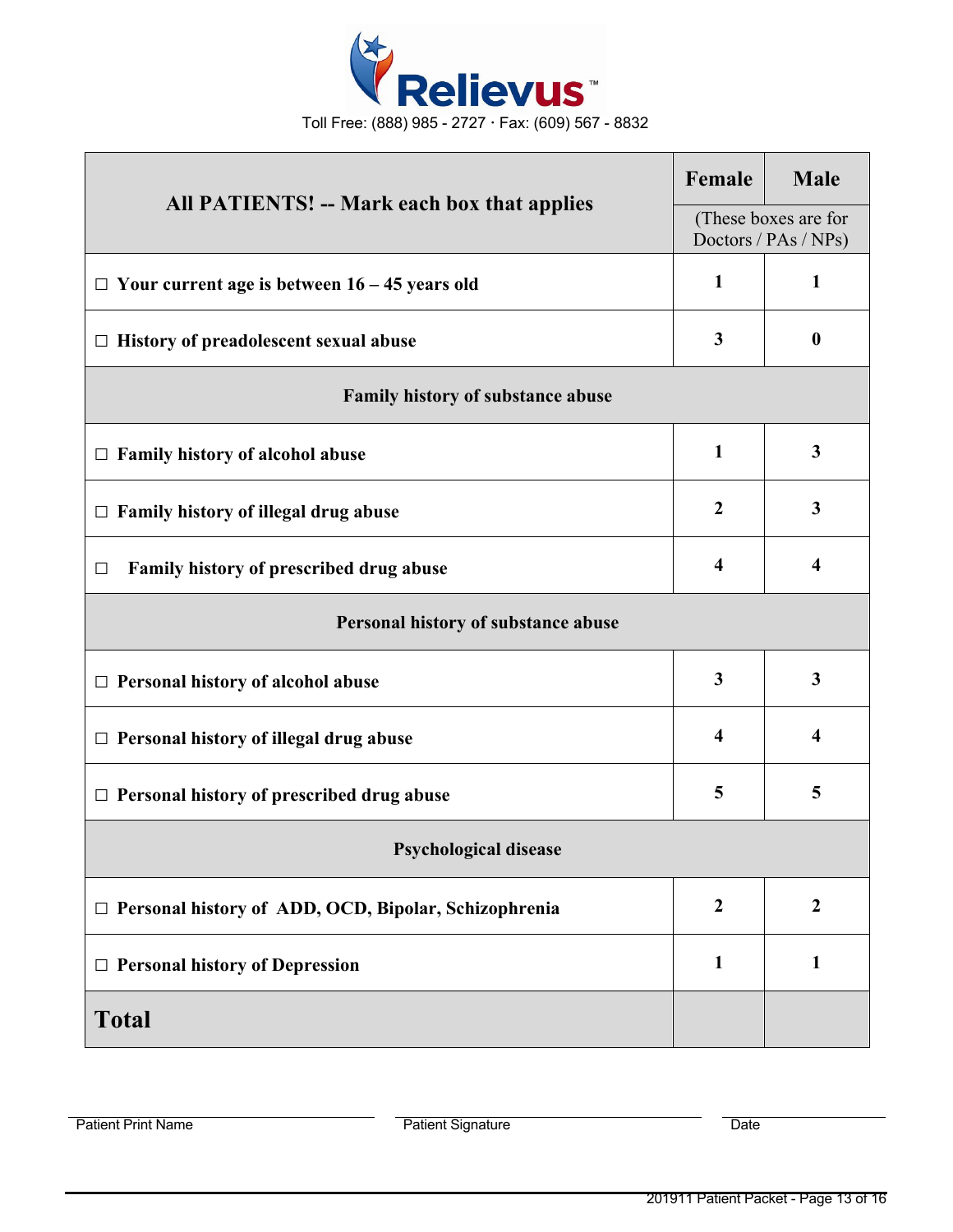Relievus™

Toll Free: (888) 985 - 2727 · Fax: (609) 567 - 8832

| All PATIENTS! -- Mark each box that applies | Female | Male |
|---|---|---|
| | (These boxes are for Doctors / PAs / NPs) | |
| ☐ Your current age is between 16 – 45 years old | 1 | 1 |
| ☐ History of preadolescent sexual abuse | 3 | 0 |
| **Family history of substance abuse** | | |
| ☐ Family history of alcohol abuse | 1 | 3 |
| ☐ Family history of illegal drug abuse | 2 | 3 |
| ☐ Family history of prescribed drug abuse | 4 | 4 |
| **Personal history of substance abuse** | | |
| ☐ Personal history of alcohol abuse | 3 | 3 |
| ☐ Personal history of illegal drug abuse | 4 | 4 |
| ☐ Personal history of prescribed drug abuse | 5 | 5 |
| **Psychological disease** | | |
| ☐ Personal history of ADD, OCD, Bipolar, Schizophrenia | 2 | 2 |
| ☐ Personal history of Depression | 1 | 1 |
| **Total** | | |

Patient Print Name ____________________ Patient Signature ____________________ Date ____________________

201911 Patient Packet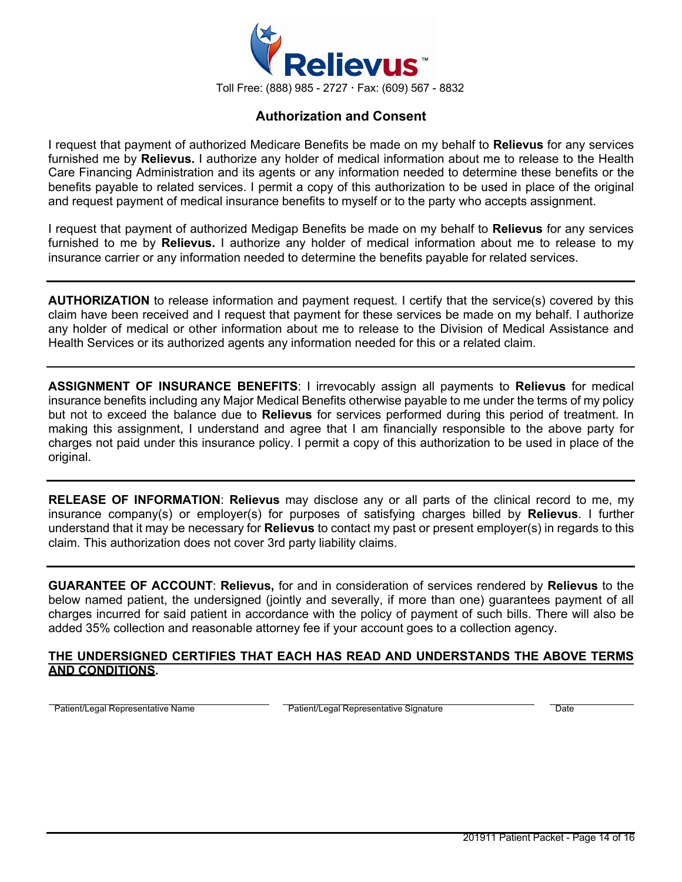Relievus™

Toll Free: (888) 985 - 2727 · Fax: (609) 567 - 8832

## Authorization and Consent

I request that payment of authorized Medicare Benefits be made on my behalf to **Relievus** for any services furnished me by **Relievus.** I authorize any holder of medical information about me to release to the Health Care Financing Administration and its agents or any information needed to determine these benefits or the benefits payable to related services. I permit a copy of this authorization to be used in place of the original and request payment of medical insurance benefits to myself or to the party who accepts assignment.

I request that payment of authorized Medigap Benefits be made on my behalf to **Relievus** for any services furnished to me by **Relievus.** I authorize any holder of medical information about me to release to my insurance carrier or any information needed to determine the benefits payable for related services.

---

**AUTHORIZATION** to release information and payment request. I certify that the service(s) covered by this claim have been received and I request that payment for these services be made on my behalf. I authorize any holder of medical or other information about me to release to the Division of Medical Assistance and Health Services or its authorized agents any information needed for this or a related claim.

---

**ASSIGNMENT OF INSURANCE BENEFITS**: I irrevocably assign all payments to **Relievus** for medical insurance benefits including any Major Medical Benefits otherwise payable to me under the terms of my policy but not to exceed the balance due to **Relievus** for services performed during this period of treatment. In making this assignment, I understand and agree that I am financially responsible to the above party for charges not paid under this insurance policy. I permit a copy of this authorization to be used in place of the original.

---

**RELEASE OF INFORMATION**: **Relievus** may disclose any or all parts of the clinical record to me, my insurance company(s) or employer(s) for purposes of satisfying charges billed by **Relievus**. I further understand that it may be necessary for **Relievus** to contact my past or present employer(s) in regards to this claim. This authorization does not cover 3rd party liability claims.

---

**GUARANTEE OF ACCOUNT**: **Relievus,** for and in consideration of services rendered by **Relievus** to the below named patient, the undersigned (jointly and severally, if more than one) guarantees payment of all charges incurred for said patient in accordance with the policy of payment of such bills. There will also be added 35% collection and reasonable attorney fee if your account goes to a collection agency.

**THE UNDERSIGNED CERTIFIES THAT EACH HAS READ AND UNDERSTANDS THE ABOVE TERMS AND CONDITIONS.**

| Patient/Legal Representative Name | Patient/Legal Representative Signature | Date |
|---|---|---|
| | | |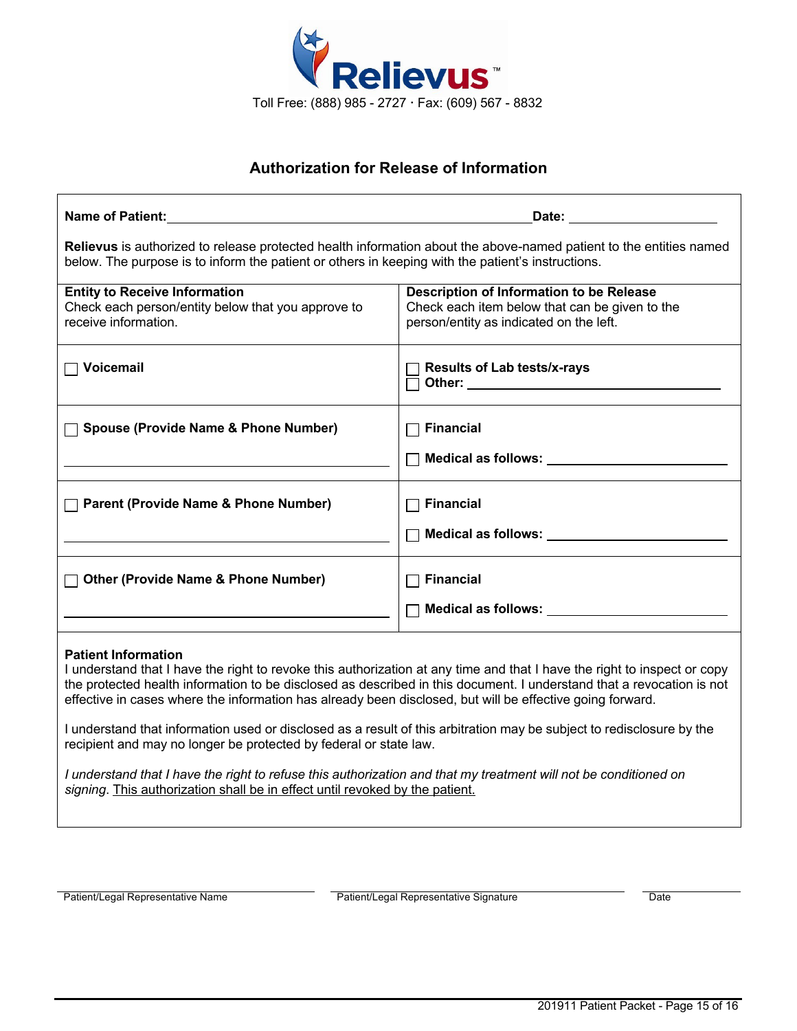Relievus™

Toll Free: (888) 985 - 2727 · Fax: (609) 567 - 8832

## Authorization for Release of Information

**Name of Patient:** ______________________________ **Date:** ______________

**Relievus** is authorized to release protected health information about the above-named patient to the entities named below. The purpose is to inform the patient or others in keeping with the patient's instructions.

| **Entity to Receive Information**<br>Check each person/entity below that you approve to receive information. | **Description of Information to be Release**<br>Check each item below that can be given to the person/entity as indicated on the left. |
|---|---|
| ☐ **Voicemail** | ☐ **Results of Lab tests/x-rays**<br>☐ **Other:** ______________________ |
| ☐ **Spouse (Provide Name & Phone Number)**<br>______________________ | ☐ **Financial**<br>☐ **Medical as follows:** ______________ |
| ☐ **Parent (Provide Name & Phone Number)**<br>______________________ | ☐ **Financial**<br>☐ **Medical as follows:** ______________ |
| ☐ **Other (Provide Name & Phone Number)**<br>______________________ | ☐ **Financial**<br>☐ **Medical as follows:** ______________ |

**Patient Information**

I understand that I have the right to revoke this authorization at any time and that I have the right to inspect or copy the protected health information to be disclosed as described in this document. I understand that a revocation is not effective in cases where the information has already been disclosed, but will be effective going forward.

I understand that information used or disclosed as a result of this arbitration may be subject to redisclosure by the recipient and may no longer be protected by federal or state law.

*I understand that I have the right to refuse this authorization and that my treatment will not be conditioned on signing*. <u>This authorization shall be in effect until revoked by the patient.</u>

______________________ ______________________ ______________

Patient/Legal Representative Name | Patient/Legal Representative Signature | Date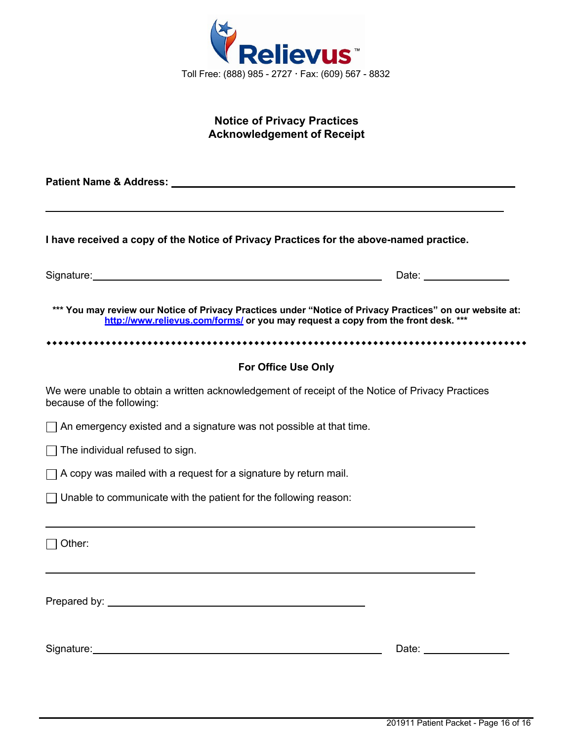Relievus™

Toll Free: (888) 985 - 2727 · Fax: (609) 567 - 8832

## Notice of Privacy Practices
## Acknowledgement of Receipt

**Patient Name & Address:** ________________________________________________

______________________________________________________________________

**I have received a copy of the Notice of Privacy Practices for the above-named practice.**

Signature: ______________________________________ Date: ______________

**\*\*\* You may review our Notice of Privacy Practices under "Notice of Privacy Practices" on our website at: [http://www.relievus.com/forms/](http://www.relievus.com/forms/) or you may request a copy from the front desk. \*\*\***

◆◆◆◆◆◆◆◆◆◆◆◆◆◆◆◆◆◆◆◆◆◆◆◆◆◆◆◆◆◆◆◆◆◆◆◆◆◆◆◆◆◆◆◆◆◆◆◆◆◆◆◆◆◆◆◆◆◆◆◆◆◆◆◆◆◆◆◆◆◆◆◆◆◆◆◆◆

### For Office Use Only

We were unable to obtain a written acknowledgement of receipt of the Notice of Privacy Practices because of the following:

- ☐ An emergency existed and a signature was not possible at that time.
- ☐ The individual refused to sign.
- ☐ A copy was mailed with a request for a signature by return mail.
- ☐ Unable to communicate with the patient for the following reason:

______________________________________________________________________

- ☐ Other:

______________________________________________________________________

Prepared by: ______________________________________

Signature: ______________________________________ Date: ______________